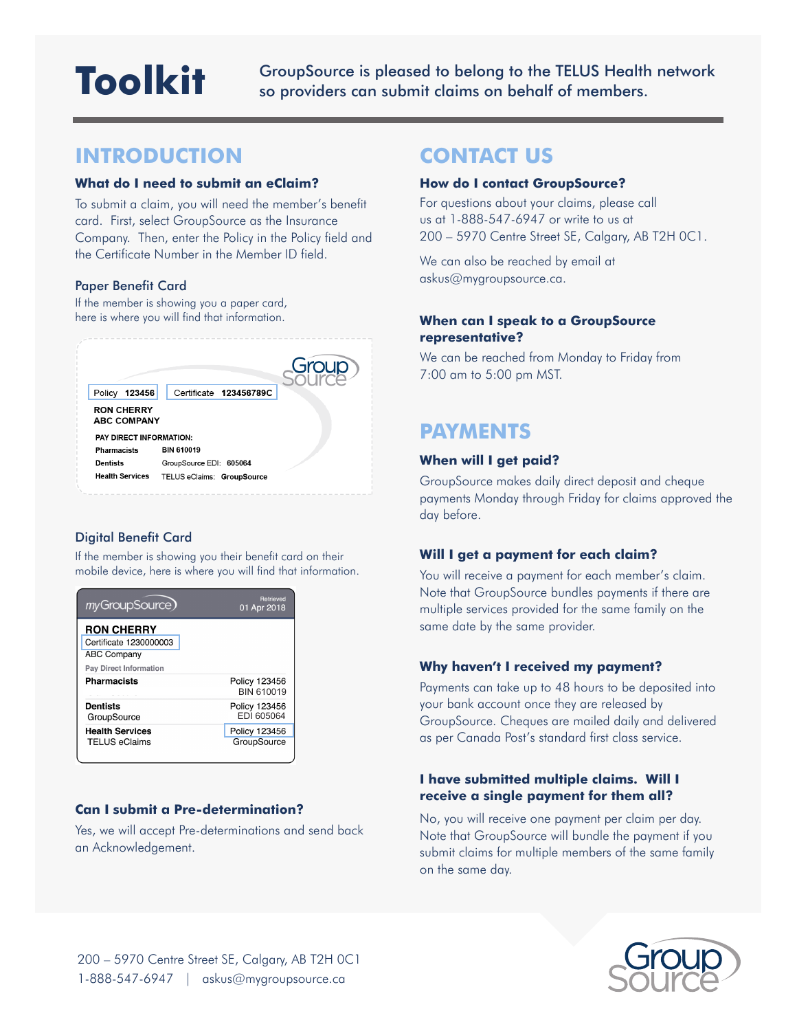# Toolkit

GroupSource is pleased to belong to the TELUS Health network so providers can submit claims on behalf of members.

## INTRODUCTION

### What do I need to submit an eClaim?

To submit a claim, you will need the member's benefit card. First, select GroupSource as the Insurance Company. Then, enter the Policy in the Policy field and the Certificate Number in the Member ID field.

### Paper Benefit Card

If the member is showing you a paper card, here is where you will find that information.

Policy 123456 | Certificate 123456789C

RON CHERRY
ABC COMPANY

PAY DIRECT INFORMATION:

| | |
|---|---|
| Pharmacists | BIN 610019 |
| Dentists | GroupSource EDI: 605064 |
| Health Services | TELUS eClaims: GroupSource |

### Digital Benefit Card

If the member is showing you their benefit card on their mobile device, here is where you will find that information.

myGroupSource — Retrieved 01 Apr 2018

RON CHERRY
Certificate 1230000003
ABC Company

Pay Direct Information

| | |
|---|---|
| **Pharmacists** | Policy 123456<br>BIN 610019 |
| **Dentists**<br>GroupSource | Policy 123456<br>EDI 605064 |
| **Health Services**<br>TELUS eClaims | Policy 123456<br>GroupSource |

### Can I submit a Pre-determination?

Yes, we will accept Pre-determinations and send back an Acknowledgement.

## CONTACT US

### How do I contact GroupSource?

For questions about your claims, please call us at 1-888-547-6947 or write to us at 200 – 5970 Centre Street SE, Calgary, AB T2H 0C1.

We can also be reached by email at askus@mygroupsource.ca.

### When can I speak to a GroupSource representative?

We can be reached from Monday to Friday from 7:00 am to 5:00 pm MST.

## PAYMENTS

### When will I get paid?

GroupSource makes daily direct deposit and cheque payments Monday through Friday for claims approved the day before.

### Will I get a payment for each claim?

You will receive a payment for each member's claim. Note that GroupSource bundles payments if there are multiple services provided for the same family on the same date by the same provider.

### Why haven't I received my payment?

Payments can take up to 48 hours to be deposited into your bank account once they are released by GroupSource. Cheques are mailed daily and delivered as per Canada Post's standard first class service.

### I have submitted multiple claims. Will I receive a single payment for them all?

No, you will receive one payment per claim per day. Note that GroupSource will bundle the payment if you submit claims for multiple members of the same family on the same day.

200 – 5970 Centre Street SE, Calgary, AB T2H 0C1
1-888-547-6947 | askus@mygroupsource.ca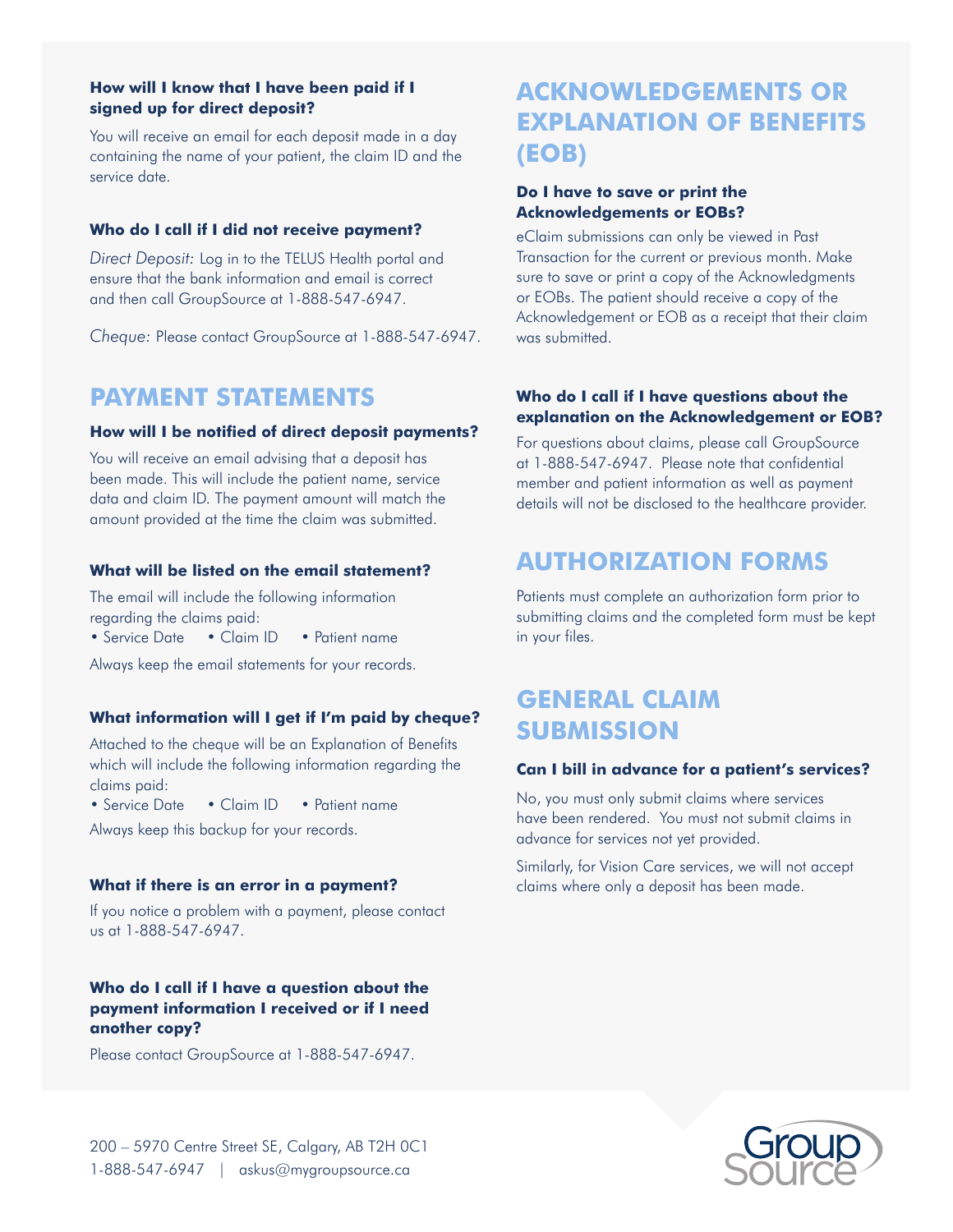### How will I know that I have been paid if I signed up for direct deposit?

You will receive an email for each deposit made in a day containing the name of your patient, the claim ID and the service date.

### Who do I call if I did not receive payment?

*Direct Deposit:* Log in to the TELUS Health portal and ensure that the bank information and email is correct and then call GroupSource at 1-888-547-6947.

*Cheque:* Please contact GroupSource at 1-888-547-6947.

## PAYMENT STATEMENTS

### How will I be notified of direct deposit payments?

You will receive an email advising that a deposit has been made. This will include the patient name, service data and claim ID. The payment amount will match the amount provided at the time the claim was submitted.

### What will be listed on the email statement?

The email will include the following information regarding the claims paid:

- Service Date
- Claim ID
- Patient name

Always keep the email statements for your records.

### What information will I get if I'm paid by cheque?

Attached to the cheque will be an Explanation of Benefits which will include the following information regarding the claims paid:

- Service Date
- Claim ID
- Patient name

Always keep this backup for your records.

### What if there is an error in a payment?

If you notice a problem with a payment, please contact us at 1-888-547-6947.

### Who do I call if I have a question about the payment information I received or if I need another copy?

Please contact GroupSource at 1-888-547-6947.

## ACKNOWLEDGEMENTS OR EXPLANATION OF BENEFITS (EOB)

### Do I have to save or print the Acknowledgements or EOBs?

eClaim submissions can only be viewed in Past Transaction for the current or previous month. Make sure to save or print a copy of the Acknowledgments or EOBs. The patient should receive a copy of the Acknowledgement or EOB as a receipt that their claim was submitted.

### Who do I call if I have questions about the explanation on the Acknowledgement or EOB?

For questions about claims, please call GroupSource at 1-888-547-6947. Please note that confidential member and patient information as well as payment details will not be disclosed to the healthcare provider.

## AUTHORIZATION FORMS

Patients must complete an authorization form prior to submitting claims and the completed form must be kept in your files.

## GENERAL CLAIM SUBMISSION

### Can I bill in advance for a patient's services?

No, you must only submit claims where services have been rendered. You must not submit claims in advance for services not yet provided.

Similarly, for Vision Care services, we will not accept claims where only a deposit has been made.

200 – 5970 Centre Street SE, Calgary, AB T2H 0C1
1-888-547-6947 | askus@mygroupsource.ca

GroupSource